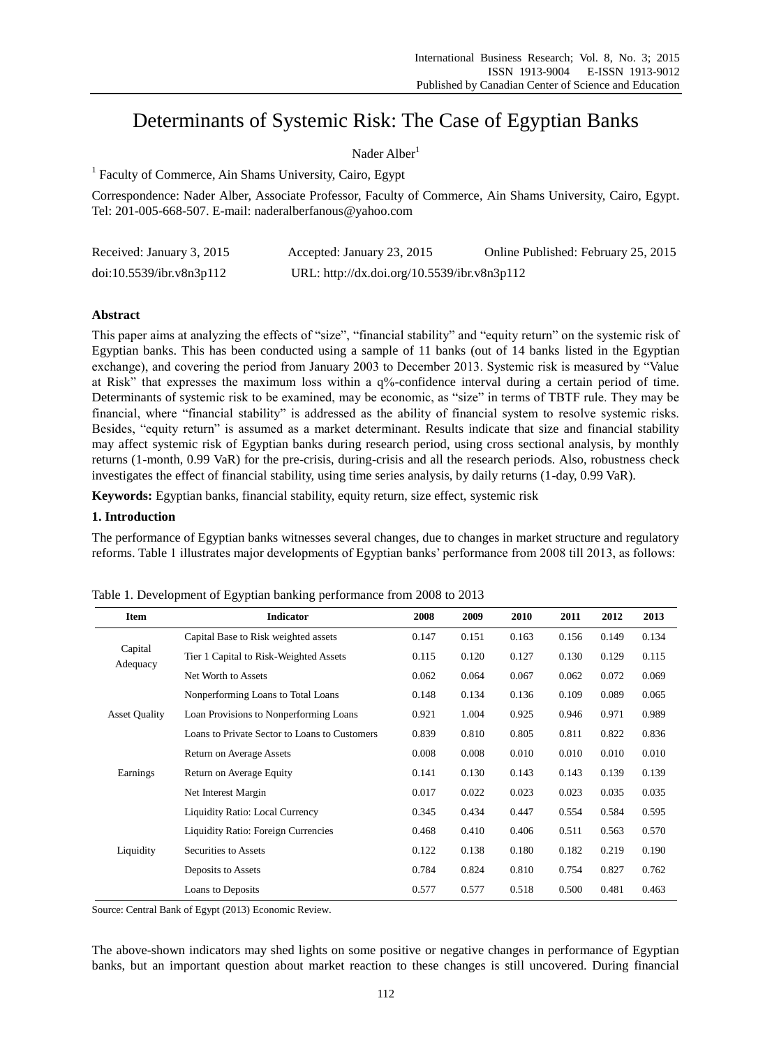# Determinants of Systemic Risk: The Case of Egyptian Banks

Nader Alber[1]

[1] Faculty of Commerce, Ain Shams University, Cairo, Egypt

Correspondence: Nader Alber, Associate Professor, Faculty of Commerce, Ain Shams University, Cairo, Egypt. Tel: 201-005-668-507. E-mail: naderalberfanous@yahoo.com

Received: January 3, 2015 Accepted: January 23, 2015 Online Published: February 25, 2015

doi:10.5539/ibr.v8n3p112 URL: http://dx.doi.org/10.5539/ibr.v8n3p112

## Abstract

This paper aims at analyzing the effects of "size", "financial stability" and "equity return" on the systemic risk of Egyptian banks. This has been conducted using a sample of 11 banks (out of 14 banks listed in the Egyptian exchange), and covering the period from January 2003 to December 2013. Systemic risk is measured by "Value at Risk" that expresses the maximum loss within a q%-confidence interval during a certain period of time. Determinants of systemic risk to be examined, may be economic, as "size" in terms of TBTF rule. They may be financial, where "financial stability" is addressed as the ability of financial system to resolve systemic risks. Besides, "equity return" is assumed as a market determinant. Results indicate that size and financial stability may affect systemic risk of Egyptian banks during research period, using cross sectional analysis, by monthly returns (1-month, 0.99 VaR) for the pre-crisis, during-crisis and all the research periods. Also, robustness check investigates the effect of financial stability, using time series analysis, by daily returns (1-day, 0.99 VaR).

**Keywords:** Egyptian banks, financial stability, equity return, size effect, systemic risk

## 1. Introduction

The performance of Egyptian banks witnesses several changes, due to changes in market structure and regulatory reforms. Table 1 illustrates major developments of Egyptian banks' performance from 2008 till 2013, as follows:

Table 1. Development of Egyptian banking performance from 2008 to 2013

| Item | Indicator | 2008 | 2009 | 2010 | 2011 | 2012 | 2013 |
|---|---|---|---|---|---|---|---|
| Capital Adequacy | Capital Base to Risk weighted assets | 0.147 | 0.151 | 0.163 | 0.156 | 0.149 | 0.134 |
| | Tier 1 Capital to Risk-Weighted Assets | 0.115 | 0.120 | 0.127 | 0.130 | 0.129 | 0.115 |
| | Net Worth to Assets | 0.062 | 0.064 | 0.067 | 0.062 | 0.072 | 0.069 |
| Asset Quality | Nonperforming Loans to Total Loans | 0.148 | 0.134 | 0.136 | 0.109 | 0.089 | 0.065 |
| | Loan Provisions to Nonperforming Loans | 0.921 | 1.004 | 0.925 | 0.946 | 0.971 | 0.989 |
| | Loans to Private Sector to Loans to Customers | 0.839 | 0.810 | 0.805 | 0.811 | 0.822 | 0.836 |
| Earnings | Return on Average Assets | 0.008 | 0.008 | 0.010 | 0.010 | 0.010 | 0.010 |
| | Return on Average Equity | 0.141 | 0.130 | 0.143 | 0.143 | 0.139 | 0.139 |
| | Net Interest Margin | 0.017 | 0.022 | 0.023 | 0.023 | 0.035 | 0.035 |
| Liquidity | Liquidity Ratio: Local Currency | 0.345 | 0.434 | 0.447 | 0.554 | 0.584 | 0.595 |
| | Liquidity Ratio: Foreign Currencies | 0.468 | 0.410 | 0.406 | 0.511 | 0.563 | 0.570 |
| | Securities to Assets | 0.122 | 0.138 | 0.180 | 0.182 | 0.219 | 0.190 |
| | Deposits to Assets | 0.784 | 0.824 | 0.810 | 0.754 | 0.827 | 0.762 |
| | Loans to Deposits | 0.577 | 0.577 | 0.518 | 0.500 | 0.481 | 0.463 |

Source: Central Bank of Egypt (2013) Economic Review.

The above-shown indicators may shed lights on some positive or negative changes in performance of Egyptian banks, but an important question about market reaction to these changes is still uncovered. During financial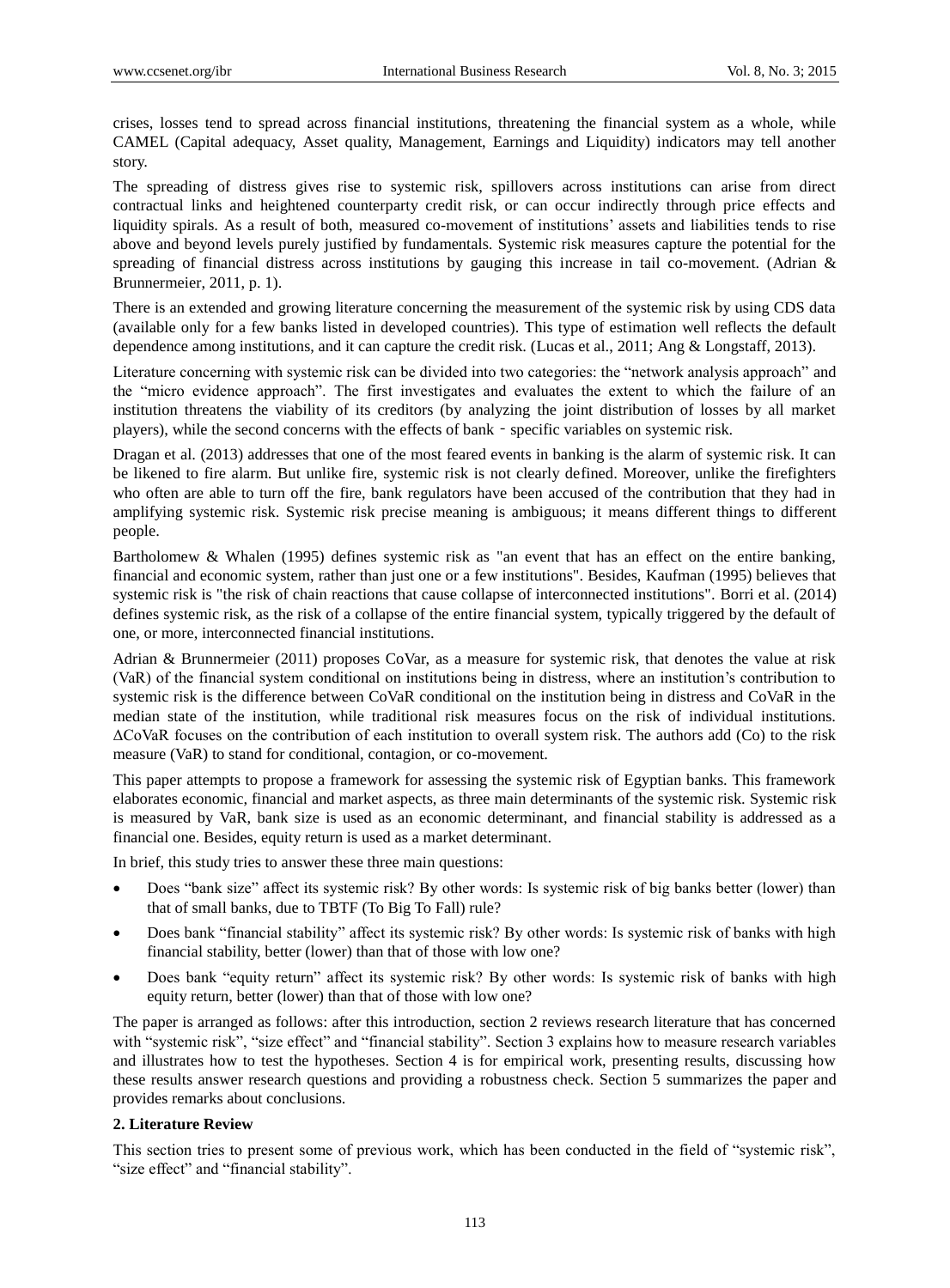crises, losses tend to spread across financial institutions, threatening the financial system as a whole, while CAMEL (Capital adequacy, Asset quality, Management, Earnings and Liquidity) indicators may tell another story.

The spreading of distress gives rise to systemic risk, spillovers across institutions can arise from direct contractual links and heightened counterparty credit risk, or can occur indirectly through price effects and liquidity spirals. As a result of both, measured co-movement of institutions' assets and liabilities tends to rise above and beyond levels purely justified by fundamentals. Systemic risk measures capture the potential for the spreading of financial distress across institutions by gauging this increase in tail co-movement. (Adrian & Brunnermeier, 2011, p. 1).

There is an extended and growing literature concerning the measurement of the systemic risk by using CDS data (available only for a few banks listed in developed countries). This type of estimation well reflects the default dependence among institutions, and it can capture the credit risk. (Lucas et al., 2011; Ang & Longstaff, 2013).

Literature concerning with systemic risk can be divided into two categories: the "network analysis approach" and the "micro evidence approach". The first investigates and evaluates the extent to which the failure of an institution threatens the viability of its creditors (by analyzing the joint distribution of losses by all market players), while the second concerns with the effects of bank - specific variables on systemic risk.

Dragan et al. (2013) addresses that one of the most feared events in banking is the alarm of systemic risk. It can be likened to fire alarm. But unlike fire, systemic risk is not clearly defined. Moreover, unlike the firefighters who often are able to turn off the fire, bank regulators have been accused of the contribution that they had in amplifying systemic risk. Systemic risk precise meaning is ambiguous; it means different things to different people.

Bartholomew & Whalen (1995) defines systemic risk as "an event that has an effect on the entire banking, financial and economic system, rather than just one or a few institutions". Besides, Kaufman (1995) believes that systemic risk is "the risk of chain reactions that cause collapse of interconnected institutions". Borri et al. (2014) defines systemic risk, as the risk of a collapse of the entire financial system, typically triggered by the default of one, or more, interconnected financial institutions.

Adrian & Brunnermeier (2011) proposes CoVar, as a measure for systemic risk, that denotes the value at risk (VaR) of the financial system conditional on institutions being in distress, where an institution's contribution to systemic risk is the difference between CoVaR conditional on the institution being in distress and CoVaR in the median state of the institution, while traditional risk measures focus on the risk of individual institutions. $\Delta$CoVaR focuses on the contribution of each institution to overall system risk. The authors add (Co) to the risk measure (VaR) to stand for conditional, contagion, or co-movement.

This paper attempts to propose a framework for assessing the systemic risk of Egyptian banks. This framework elaborates economic, financial and market aspects, as three main determinants of the systemic risk. Systemic risk is measured by VaR, bank size is used as an economic determinant, and financial stability is addressed as a financial one. Besides, equity return is used as a market determinant.

In brief, this study tries to answer these three main questions:

- Does "bank size" affect its systemic risk? By other words: Is systemic risk of big banks better (lower) than that of small banks, due to TBTF (To Big To Fall) rule?
- Does bank "financial stability" affect its systemic risk? By other words: Is systemic risk of banks with high financial stability, better (lower) than that of those with low one?
- Does bank "equity return" affect its systemic risk? By other words: Is systemic risk of banks with high equity return, better (lower) than that of those with low one?

The paper is arranged as follows: after this introduction, section 2 reviews research literature that has concerned with "systemic risk", "size effect" and "financial stability". Section 3 explains how to measure research variables and illustrates how to test the hypotheses. Section 4 is for empirical work, presenting results, discussing how these results answer research questions and providing a robustness check. Section 5 summarizes the paper and provides remarks about conclusions.

## 2. Literature Review

This section tries to present some of previous work, which has been conducted in the field of "systemic risk", "size effect" and "financial stability".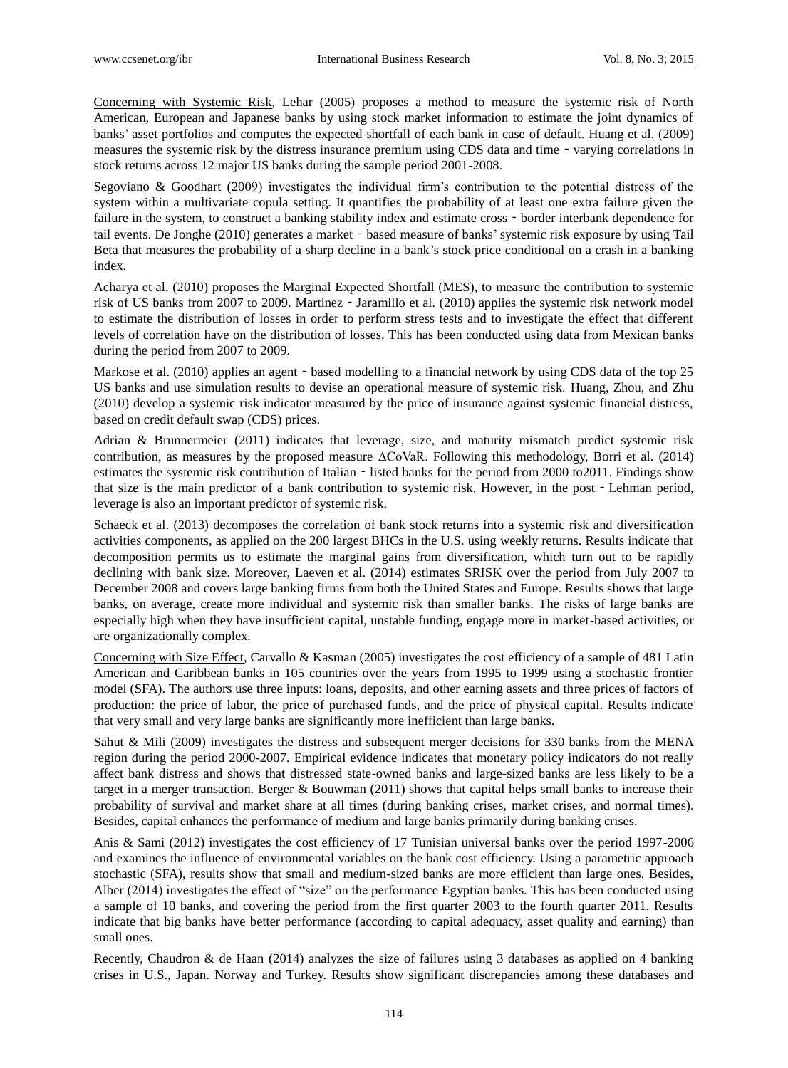Concerning with Systemic Risk, Lehar (2005) proposes a method to measure the systemic risk of North American, European and Japanese banks by using stock market information to estimate the joint dynamics of banks' asset portfolios and computes the expected shortfall of each bank in case of default. Huang et al. (2009) measures the systemic risk by the distress insurance premium using CDS data and time‐varying correlations in stock returns across 12 major US banks during the sample period 2001-2008.

Segoviano & Goodhart (2009) investigates the individual firm's contribution to the potential distress of the system within a multivariate copula setting. It quantifies the probability of at least one extra failure given the failure in the system, to construct a banking stability index and estimate cross‐border interbank dependence for tail events. De Jonghe (2010) generates a market‐based measure of banks' systemic risk exposure by using Tail Beta that measures the probability of a sharp decline in a bank's stock price conditional on a crash in a banking index.

Acharya et al. (2010) proposes the Marginal Expected Shortfall (MES), to measure the contribution to systemic risk of US banks from 2007 to 2009. Martinez‐Jaramillo et al. (2010) applies the systemic risk network model to estimate the distribution of losses in order to perform stress tests and to investigate the effect that different levels of correlation have on the distribution of losses. This has been conducted using data from Mexican banks during the period from 2007 to 2009.

Markose et al. (2010) applies an agent‐based modelling to a financial network by using CDS data of the top 25 US banks and use simulation results to devise an operational measure of systemic risk. Huang, Zhou, and Zhu (2010) develop a systemic risk indicator measured by the price of insurance against systemic financial distress, based on credit default swap (CDS) prices.

Adrian & Brunnermeier (2011) indicates that leverage, size, and maturity mismatch predict systemic risk contribution, as measures by the proposed measure ΔCoVaR. Following this methodology, Borri et al. (2014) estimates the systemic risk contribution of Italian‐listed banks for the period from 2000 to2011. Findings show that size is the main predictor of a bank contribution to systemic risk. However, in the post‐Lehman period, leverage is also an important predictor of systemic risk.

Schaeck et al. (2013) decomposes the correlation of bank stock returns into a systemic risk and diversification activities components, as applied on the 200 largest BHCs in the U.S. using weekly returns. Results indicate that decomposition permits us to estimate the marginal gains from diversification, which turn out to be rapidly declining with bank size. Moreover, Laeven et al. (2014) estimates SRISK over the period from July 2007 to December 2008 and covers large banking firms from both the United States and Europe. Results shows that large banks, on average, create more individual and systemic risk than smaller banks. The risks of large banks are especially high when they have insufficient capital, unstable funding, engage more in market-based activities, or are organizationally complex.

Concerning with Size Effect, Carvallo & Kasman (2005) investigates the cost efficiency of a sample of 481 Latin American and Caribbean banks in 105 countries over the years from 1995 to 1999 using a stochastic frontier model (SFA). The authors use three inputs: loans, deposits, and other earning assets and three prices of factors of production: the price of labor, the price of purchased funds, and the price of physical capital. Results indicate that very small and very large banks are significantly more inefficient than large banks.

Sahut & Mili (2009) investigates the distress and subsequent merger decisions for 330 banks from the MENA region during the period 2000-2007. Empirical evidence indicates that monetary policy indicators do not really affect bank distress and shows that distressed state-owned banks and large-sized banks are less likely to be a target in a merger transaction. Berger & Bouwman (2011) shows that capital helps small banks to increase their probability of survival and market share at all times (during banking crises, market crises, and normal times). Besides, capital enhances the performance of medium and large banks primarily during banking crises.

Anis & Sami (2012) investigates the cost efficiency of 17 Tunisian universal banks over the period 1997-2006 and examines the influence of environmental variables on the bank cost efficiency. Using a parametric approach stochastic (SFA), results show that small and medium-sized banks are more efficient than large ones. Besides, Alber (2014) investigates the effect of "size" on the performance Egyptian banks. This has been conducted using a sample of 10 banks, and covering the period from the first quarter 2003 to the fourth quarter 2011. Results indicate that big banks have better performance (according to capital adequacy, asset quality and earning) than small ones.

Recently, Chaudron & de Haan (2014) analyzes the size of failures using 3 databases as applied on 4 banking crises in U.S., Japan. Norway and Turkey. Results show significant discrepancies among these databases and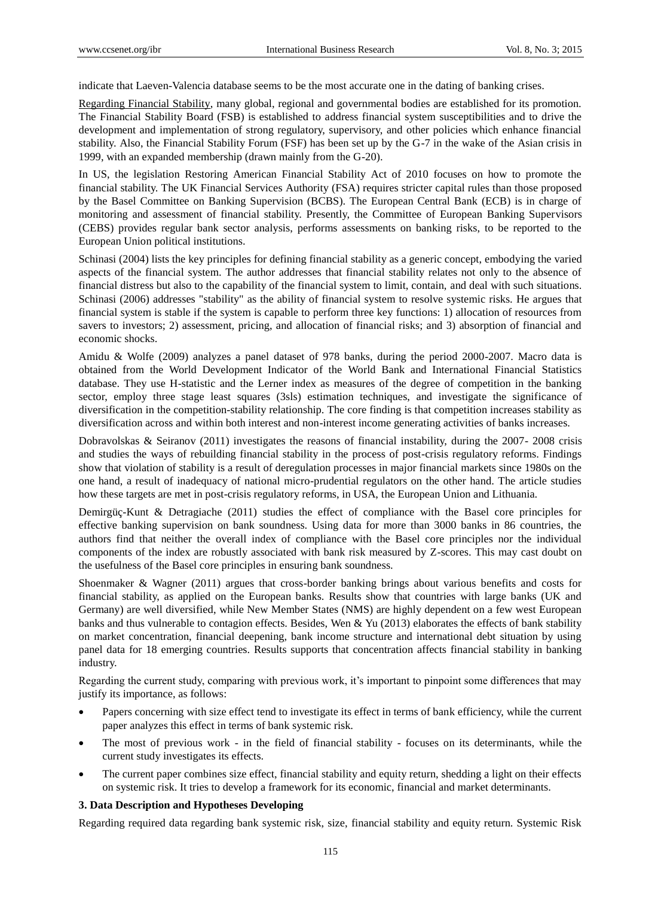indicate that Laeven-Valencia database seems to be the most accurate one in the dating of banking crises.

Regarding Financial Stability, many global, regional and governmental bodies are established for its promotion. The Financial Stability Board (FSB) is established to address financial system susceptibilities and to drive the development and implementation of strong regulatory, supervisory, and other policies which enhance financial stability. Also, the Financial Stability Forum (FSF) has been set up by the G-7 in the wake of the Asian crisis in 1999, with an expanded membership (drawn mainly from the G-20).

In US, the legislation Restoring American Financial Stability Act of 2010 focuses on how to promote the financial stability. The UK Financial Services Authority (FSA) requires stricter capital rules than those proposed by the Basel Committee on Banking Supervision (BCBS). The European Central Bank (ECB) is in charge of monitoring and assessment of financial stability. Presently, the Committee of European Banking Supervisors (CEBS) provides regular bank sector analysis, performs assessments on banking risks, to be reported to the European Union political institutions.

Schinasi (2004) lists the key principles for defining financial stability as a generic concept, embodying the varied aspects of the financial system. The author addresses that financial stability relates not only to the absence of financial distress but also to the capability of the financial system to limit, contain, and deal with such situations. Schinasi (2006) addresses "stability" as the ability of financial system to resolve systemic risks. He argues that financial system is stable if the system is capable to perform three key functions: 1) allocation of resources from savers to investors; 2) assessment, pricing, and allocation of financial risks; and 3) absorption of financial and economic shocks.

Amidu & Wolfe (2009) analyzes a panel dataset of 978 banks, during the period 2000-2007. Macro data is obtained from the World Development Indicator of the World Bank and International Financial Statistics database. They use H-statistic and the Lerner index as measures of the degree of competition in the banking sector, employ three stage least squares (3sls) estimation techniques, and investigate the significance of diversification in the competition-stability relationship. The core finding is that competition increases stability as diversification across and within both interest and non-interest income generating activities of banks increases.

Dobravolskas & Seiranov (2011) investigates the reasons of financial instability, during the 2007- 2008 crisis and studies the ways of rebuilding financial stability in the process of post-crisis regulatory reforms. Findings show that violation of stability is a result of deregulation processes in major financial markets since 1980s on the one hand, a result of inadequacy of national micro-prudential regulators on the other hand. The article studies how these targets are met in post-crisis regulatory reforms, in USA, the European Union and Lithuania.

Demirgüç-Kunt & Detragiache (2011) studies the effect of compliance with the Basel core principles for effective banking supervision on bank soundness. Using data for more than 3000 banks in 86 countries, the authors find that neither the overall index of compliance with the Basel core principles nor the individual components of the index are robustly associated with bank risk measured by Z-scores. This may cast doubt on the usefulness of the Basel core principles in ensuring bank soundness.

Shoenmaker & Wagner (2011) argues that cross-border banking brings about various benefits and costs for financial stability, as applied on the European banks. Results show that countries with large banks (UK and Germany) are well diversified, while New Member States (NMS) are highly dependent on a few west European banks and thus vulnerable to contagion effects. Besides, Wen & Yu (2013) elaborates the effects of bank stability on market concentration, financial deepening, bank income structure and international debt situation by using panel data for 18 emerging countries. Results supports that concentration affects financial stability in banking industry.

Regarding the current study, comparing with previous work, it's important to pinpoint some differences that may justify its importance, as follows:

- Papers concerning with size effect tend to investigate its effect in terms of bank efficiency, while the current paper analyzes this effect in terms of bank systemic risk.
- The most of previous work - in the field of financial stability - focuses on its determinants, while the current study investigates its effects.
- The current paper combines size effect, financial stability and equity return, shedding a light on their effects on systemic risk. It tries to develop a framework for its economic, financial and market determinants.

## 3. Data Description and Hypotheses Developing

Regarding required data regarding bank systemic risk, size, financial stability and equity return. Systemic Risk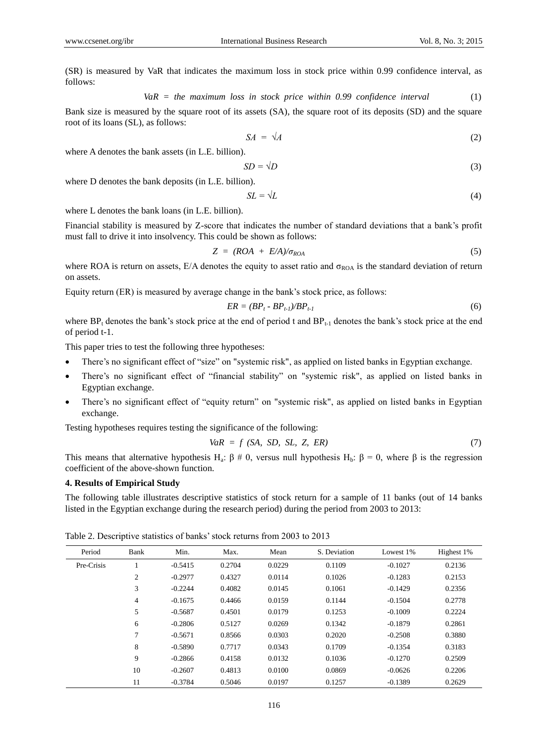(SR) is measured by VaR that indicates the maximum loss in stock price within 0.99 confidence interval, as follows:

$$VaR = \text{the maximum loss in stock price within 0.99 confidence interval} \tag{1}$$

Bank size is measured by the square root of its assets (SA), the square root of its deposits (SD) and the square root of its loans (SL), as follows:

$$SA = \sqrt{A} \tag{2}$$

where A denotes the bank assets (in L.E. billion).

$$SD = \sqrt{D} \tag{3}$$

where D denotes the bank deposits (in L.E. billion).

$$SL = \sqrt{L} \tag{4}$$

where L denotes the bank loans (in L.E. billion).

Financial stability is measured by Z-score that indicates the number of standard deviations that a bank's profit must fall to drive it into insolvency. This could be shown as follows:

$$Z = (ROA + E/A)/\sigma_{ROA} \tag{5}$$

where ROA is return on assets, E/A denotes the equity to asset ratio and $\sigma_{ROA}$ is the standard deviation of return on assets.

Equity return (ER) is measured by average change in the bank's stock price, as follows:

$$ER = (BP_t - BP_{t-1})/BP_{t-1} \tag{6}$$

where $BP_t$ denotes the bank's stock price at the end of period t and $BP_{t-1}$ denotes the bank's stock price at the end of period t-1.

This paper tries to test the following three hypotheses:

- There's no significant effect of "size" on "systemic risk", as applied on listed banks in Egyptian exchange.
- There's no significant effect of "financial stability" on "systemic risk", as applied on listed banks in Egyptian exchange.
- There's no significant effect of "equity return" on "systemic risk", as applied on listed banks in Egyptian exchange.

Testing hypotheses requires testing the significance of the following:

$$VaR = f\ (SA, SD, SL, Z, ER) \tag{7}$$

This means that alternative hypothesis $H_a$: $\beta \# 0$, versus null hypothesis $H_b$: $\beta = 0$, where $\beta$ is the regression coefficient of the above-shown function.

### 4. Results of Empirical Study

The following table illustrates descriptive statistics of stock return for a sample of 11 banks (out of 14 banks listed in the Egyptian exchange during the research period) during the period from 2003 to 2013:

Table 2. Descriptive statistics of banks' stock returns from 2003 to 2013

| Period | Bank | Min. | Max. | Mean | S. Deviation | Lowest 1% | Highest 1% |
|---|---|---|---|---|---|---|---|
| Pre-Crisis | 1 | -0.5415 | 0.2704 | 0.0229 | 0.1109 | -0.1027 | 0.2136 |
| | 2 | -0.2977 | 0.4327 | 0.0114 | 0.1026 | -0.1283 | 0.2153 |
| | 3 | -0.2244 | 0.4082 | 0.0145 | 0.1061 | -0.1429 | 0.2356 |
| | 4 | -0.1675 | 0.4466 | 0.0159 | 0.1144 | -0.1504 | 0.2778 |
| | 5 | -0.5687 | 0.4501 | 0.0179 | 0.1253 | -0.1009 | 0.2224 |
| | 6 | -0.2806 | 0.5127 | 0.0269 | 0.1342 | -0.1879 | 0.2861 |
| | 7 | -0.5671 | 0.8566 | 0.0303 | 0.2020 | -0.2508 | 0.3880 |
| | 8 | -0.5890 | 0.7717 | 0.0343 | 0.1709 | -0.1354 | 0.3183 |
| | 9 | -0.2866 | 0.4158 | 0.0132 | 0.1036 | -0.1270 | 0.2509 |
| | 10 | -0.2607 | 0.4813 | 0.0100 | 0.0869 | -0.0626 | 0.2206 |
| | 11 | -0.3784 | 0.5046 | 0.0197 | 0.1257 | -0.1389 | 0.2629 |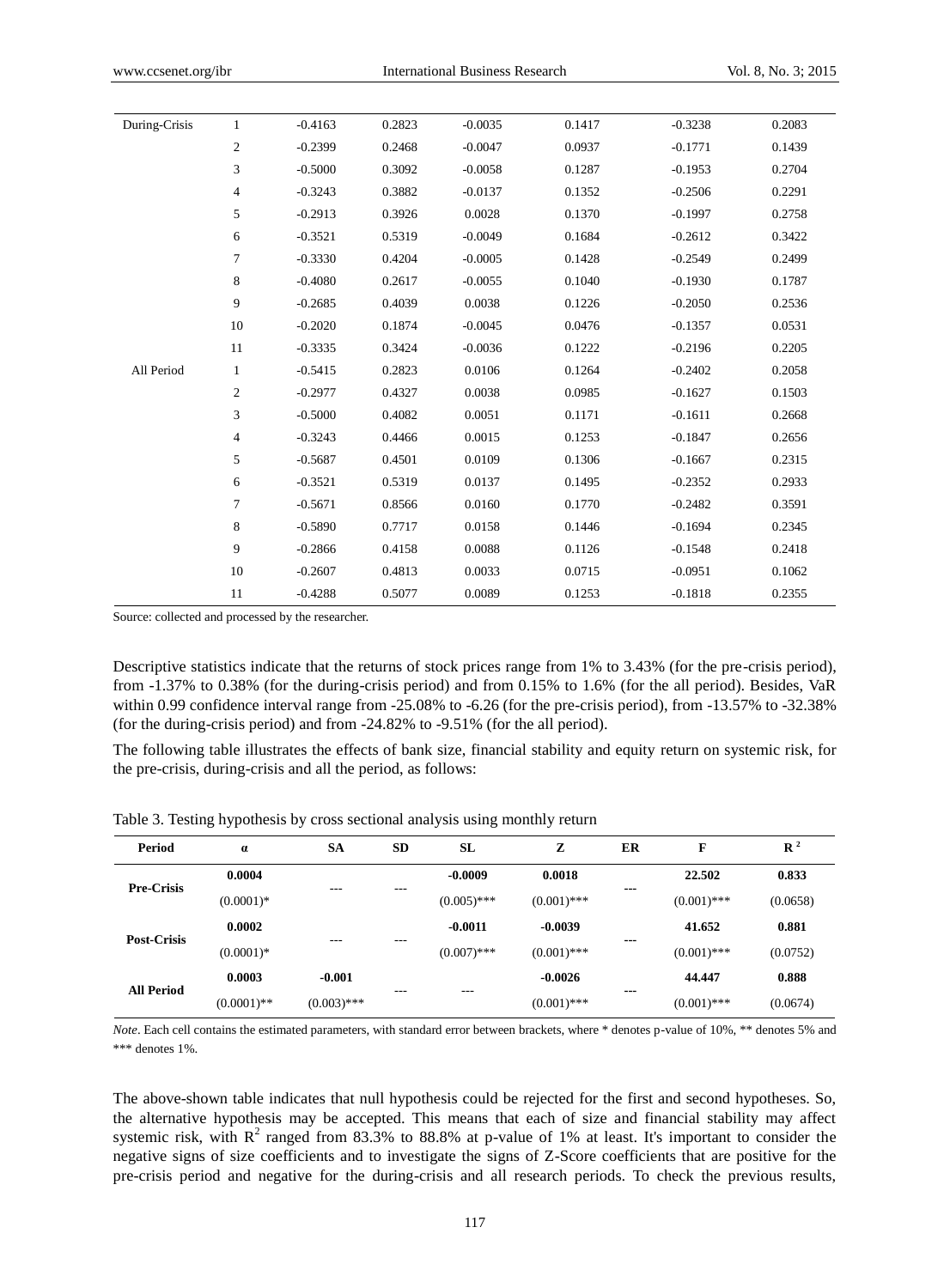| | | | | | | | |
|---|---|---|---|---|---|---|---|
| During-Crisis | 1 | -0.4163 | 0.2823 | -0.0035 | 0.1417 | -0.3238 | 0.2083 |
| | 2 | -0.2399 | 0.2468 | -0.0047 | 0.0937 | -0.1771 | 0.1439 |
| | 3 | -0.5000 | 0.3092 | -0.0058 | 0.1287 | -0.1953 | 0.2704 |
| | 4 | -0.3243 | 0.3882 | -0.0137 | 0.1352 | -0.2506 | 0.2291 |
| | 5 | -0.2913 | 0.3926 | 0.0028 | 0.1370 | -0.1997 | 0.2758 |
| | 6 | -0.3521 | 0.5319 | -0.0049 | 0.1684 | -0.2612 | 0.3422 |
| | 7 | -0.3330 | 0.4204 | -0.0005 | 0.1428 | -0.2549 | 0.2499 |
| | 8 | -0.4080 | 0.2617 | -0.0055 | 0.1040 | -0.1930 | 0.1787 |
| | 9 | -0.2685 | 0.4039 | 0.0038 | 0.1226 | -0.2050 | 0.2536 |
| | 10 | -0.2020 | 0.1874 | -0.0045 | 0.0476 | -0.1357 | 0.0531 |
| | 11 | -0.3335 | 0.3424 | -0.0036 | 0.1222 | -0.2196 | 0.2205 |
| All Period | 1 | -0.5415 | 0.2823 | 0.0106 | 0.1264 | -0.2402 | 0.2058 |
| | 2 | -0.2977 | 0.4327 | 0.0038 | 0.0985 | -0.1627 | 0.1503 |
| | 3 | -0.5000 | 0.4082 | 0.0051 | 0.1171 | -0.1611 | 0.2668 |
| | 4 | -0.3243 | 0.4466 | 0.0015 | 0.1253 | -0.1847 | 0.2656 |
| | 5 | -0.5687 | 0.4501 | 0.0109 | 0.1306 | -0.1667 | 0.2315 |
| | 6 | -0.3521 | 0.5319 | 0.0137 | 0.1495 | -0.2352 | 0.2933 |
| | 7 | -0.5671 | 0.8566 | 0.0160 | 0.1770 | -0.2482 | 0.3591 |
| | 8 | -0.5890 | 0.7717 | 0.0158 | 0.1446 | -0.1694 | 0.2345 |
| | 9 | -0.2866 | 0.4158 | 0.0088 | 0.1126 | -0.1548 | 0.2418 |
| | 10 | -0.2607 | 0.4813 | 0.0033 | 0.0715 | -0.0951 | 0.1062 |
| | 11 | -0.4288 | 0.5077 | 0.0089 | 0.1253 | -0.1818 | 0.2355 |

Source: collected and processed by the researcher.

Descriptive statistics indicate that the returns of stock prices range from 1% to 3.43% (for the pre-crisis period), from -1.37% to 0.38% (for the during-crisis period) and from 0.15% to 1.6% (for the all period). Besides, VaR within 0.99 confidence interval range from -25.08% to -6.26 (for the pre-crisis period), from -13.57% to -32.38% (for the during-crisis period) and from -24.82% to -9.51% (for the all period).

The following table illustrates the effects of bank size, financial stability and equity return on systemic risk, for the pre-crisis, during-crisis and all the period, as follows:

Table 3. Testing hypothesis by cross sectional analysis using monthly return

| Period | α | SA | SD | SL | Z | ER | F | $R^2$ |
|---|---|---|---|---|---|---|---|---|
| **Pre-Crisis** | **0.0004** | --- | --- | **-0.0009** | **0.0018** | --- | **22.502** | **0.833** |
| | (0.0001)* | | | (0.005)*** | (0.001)*** | | (0.001)*** | (0.0658) |
| **Post-Crisis** | **0.0002** | --- | --- | **-0.0011** | **-0.0039** | --- | **41.652** | **0.881** |
| | (0.0001)* | | | (0.007)*** | (0.001)*** | | (0.001)*** | (0.0752) |
| **All Period** | **0.0003** | **-0.001** | --- | --- | **-0.0026** | --- | **44.447** | **0.888** |
| | (0.0001)** | (0.003)*** | | | (0.001)*** | | (0.001)*** | (0.0674) |

*Note*. Each cell contains the estimated parameters, with standard error between brackets, where * denotes p-value of 10%, ** denotes 5% and *** denotes 1%.

The above-shown table indicates that null hypothesis could be rejected for the first and second hypotheses. So, the alternative hypothesis may be accepted. This means that each of size and financial stability may affect systemic risk, with $R^2$ ranged from 83.3% to 88.8% at p-value of 1% at least. It's important to consider the negative signs of size coefficients and to investigate the signs of Z-Score coefficients that are positive for the pre-crisis period and negative for the during-crisis and all research periods. To check the previous results,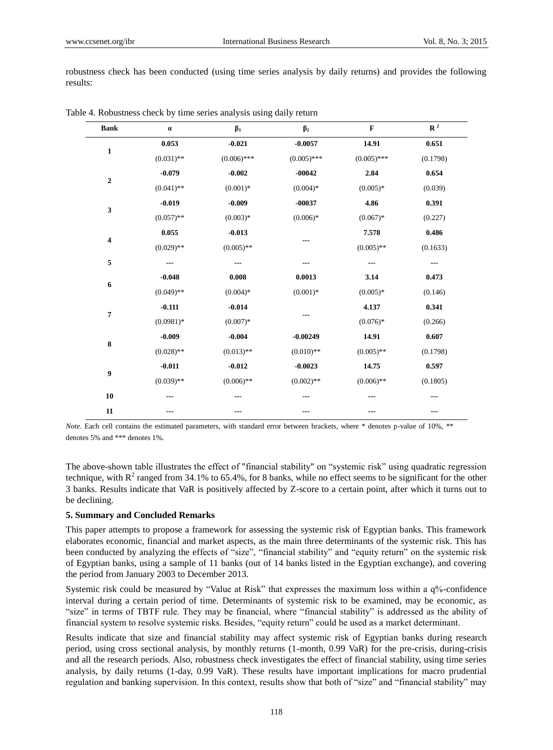robustness check has been conducted (using time series analysis by daily returns) and provides the following results:

Table 4. Robustness check by time series analysis using daily return

| Bank | α | $\beta_1$ | $\beta_2$ | F | $R^2$ |
|---|---|---|---|---|---|
| 1 | **0.053** | **-0.021** | **-0.0057** | **14.91** | **0.651** |
| | (0.031)** | (0.006)*** | (0.005)*** | (0.005)*** | (0.1798) |
| 2 | **-0.079** | **-0.002** | **-00042** | **2.84** | **0.654** |
| | (0.041)** | (0.001)* | (0.004)* | (0.005)* | (0.039) |
| 3 | **-0.019** | **-0.009** | **-00037** | **4.86** | **0.391** |
| | (0.057)** | (0.003)* | (0.006)* | (0.067)* | (0.227) |
| 4 | **0.055** | **-0.013** | --- | **7.578** | **0.486** |
| | (0.029)** | (0.005)** | | (0.005)** | (0.1633) |
| 5 | --- | --- | --- | --- | --- |
| 6 | **-0.048** | **0.008** | **0.0013** | **3.14** | **0.473** |
| | (0.049)** | (0.004)* | (0.001)* | (0.005)* | (0.146) |
| 7 | **-0.111** | **-0.014** | --- | **4.137** | **0.341** |
| | (0.0981)* | (0.007)* | | (0.076)* | (0.266) |
| 8 | **-0.009** | **-0.004** | **-0.00249** | **14.91** | **0.607** |
| | (0.028)** | (0.013)** | (0.010)** | (0.005)** | (0.1798) |
| 9 | **-0.011** | **-0.012** | **-0.0023** | **14.75** | **0.597** |
| | (0.039)** | (0.006)** | (0.002)** | (0.006)** | (0.1805) |
| 10 | --- | --- | --- | --- | --- |
| 11 | --- | --- | --- | --- | --- |

*Note*. Each cell contains the estimated parameters, with standard error between brackets, where * denotes p-value of 10%, ** denotes 5% and *** denotes 1%.

The above-shown table illustrates the effect of "financial stability" on "systemic risk" using quadratic regression technique, with $R^2$ ranged from 34.1% to 65.4%, for 8 banks, while no effect seems to be significant for the other 3 banks. Results indicate that VaR is positively affected by Z-score to a certain point, after which it turns out to be declining.

### 5. Summary and Concluded Remarks

This paper attempts to propose a framework for assessing the systemic risk of Egyptian banks. This framework elaborates economic, financial and market aspects, as the main three determinants of the systemic risk. This has been conducted by analyzing the effects of "size", "financial stability" and "equity return" on the systemic risk of Egyptian banks, using a sample of 11 banks (out of 14 banks listed in the Egyptian exchange), and covering the period from January 2003 to December 2013.

Systemic risk could be measured by "Value at Risk" that expresses the maximum loss within a q%-confidence interval during a certain period of time. Determinants of systemic risk to be examined, may be economic, as "size" in terms of TBTF rule. They may be financial, where "financial stability" is addressed as the ability of financial system to resolve systemic risks. Besides, "equity return" could be used as a market determinant.

Results indicate that size and financial stability may affect systemic risk of Egyptian banks during research period, using cross sectional analysis, by monthly returns (1-month, 0.99 VaR) for the pre-crisis, during-crisis and all the research periods. Also, robustness check investigates the effect of financial stability, using time series analysis, by daily returns (1-day, 0.99 VaR). These results have important implications for macro prudential regulation and banking supervision. In this context, results show that both of "size" and "financial stability" may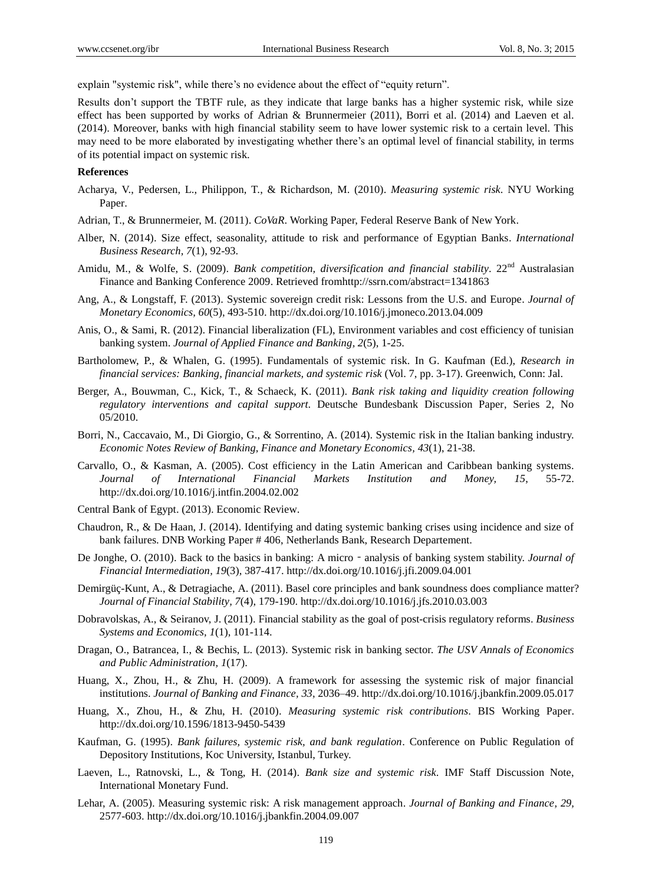explain "systemic risk", while there's no evidence about the effect of "equity return".

Results don't support the TBTF rule, as they indicate that large banks has a higher systemic risk, while size effect has been supported by works of Adrian & Brunnermeier (2011), Borri et al. (2014) and Laeven et al. (2014). Moreover, banks with high financial stability seem to have lower systemic risk to a certain level. This may need to be more elaborated by investigating whether there's an optimal level of financial stability, in terms of its potential impact on systemic risk.

**References**

Acharya, V., Pedersen, L., Philippon, T., & Richardson, M. (2010). *Measuring systemic risk*. NYU Working Paper.

Adrian, T., & Brunnermeier, M. (2011). *CoVaR*. Working Paper, Federal Reserve Bank of New York.

Alber, N. (2014). Size effect, seasonality, attitude to risk and performance of Egyptian Banks. *International Business Research, 7*(1), 92-93.

Amidu, M., & Wolfe, S. (2009). *Bank competition, diversification and financial stability*. 22nd Australasian Finance and Banking Conference 2009. Retrieved fromhttp://ssrn.com/abstract=1341863

Ang, A., & Longstaff, F. (2013). Systemic sovereign credit risk: Lessons from the U.S. and Europe. *Journal of Monetary Economics, 60*(5), 493-510. http://dx.doi.org/10.1016/j.jmoneco.2013.04.009

Anis, O., & Sami, R. (2012). Financial liberalization (FL), Environment variables and cost efficiency of tunisian banking system. *Journal of Applied Finance and Banking, 2*(5), 1-25.

Bartholomew, P., & Whalen, G. (1995). Fundamentals of systemic risk. In G. Kaufman (Ed.), *Research in financial services: Banking, financial markets, and systemic risk* (Vol. 7, pp. 3-17). Greenwich, Conn: Jal.

Berger, A., Bouwman, C., Kick, T., & Schaeck, K. (2011). *Bank risk taking and liquidity creation following regulatory interventions and capital support*. Deutsche Bundesbank Discussion Paper, Series 2, No 05/2010.

Borri, N., Caccavaio, M., Di Giorgio, G., & Sorrentino, A. (2014). Systemic risk in the Italian banking industry. *Economic Notes Review of Banking, Finance and Monetary Economics, 43*(1), 21-38.

Carvallo, O., & Kasman, A. (2005). Cost efficiency in the Latin American and Caribbean banking systems. *Journal of International Financial Markets Institution and Money, 15*, 55-72. http://dx.doi.org/10.1016/j.intfin.2004.02.002

Central Bank of Egypt. (2013). Economic Review.

Chaudron, R., & De Haan, J. (2014). Identifying and dating systemic banking crises using incidence and size of bank failures. DNB Working Paper # 406, Netherlands Bank, Research Departement.

De Jonghe, O. (2010). Back to the basics in banking: A micro‐analysis of banking system stability. *Journal of Financial Intermediation, 19*(3), 387-417. http://dx.doi.org/10.1016/j.jfi.2009.04.001

Demirgüç-Kunt, A., & Detragiache, A. (2011). Basel core principles and bank soundness does compliance matter? *Journal of Financial Stability, 7*(4), 179-190. http://dx.doi.org/10.1016/j.jfs.2010.03.003

Dobravolskas, A., & Seiranov, J. (2011). Financial stability as the goal of post-crisis regulatory reforms. *Business Systems and Economics, 1*(1), 101-114.

Dragan, O., Batrancea, I., & Bechis, L. (2013). Systemic risk in banking sector. *The USV Annals of Economics and Public Administration, 1*(17).

Huang, X., Zhou, H., & Zhu, H. (2009). A framework for assessing the systemic risk of major financial institutions. *Journal of Banking and Finance, 33*, 2036–49. http://dx.doi.org/10.1016/j.jbankfin.2009.05.017

Huang, X., Zhou, H., & Zhu, H. (2010). *Measuring systemic risk contributions*. BIS Working Paper. http://dx.doi.org/10.1596/1813-9450-5439

Kaufman, G. (1995). *Bank failures, systemic risk, and bank regulation*. Conference on Public Regulation of Depository Institutions, Koc University, Istanbul, Turkey.

Laeven, L., Ratnovski, L., & Tong, H. (2014). *Bank size and systemic risk*. IMF Staff Discussion Note, International Monetary Fund.

Lehar, A. (2005). Measuring systemic risk: A risk management approach. *Journal of Banking and Finance, 29*, 2577-603. http://dx.doi.org/10.1016/j.jbankfin.2004.09.007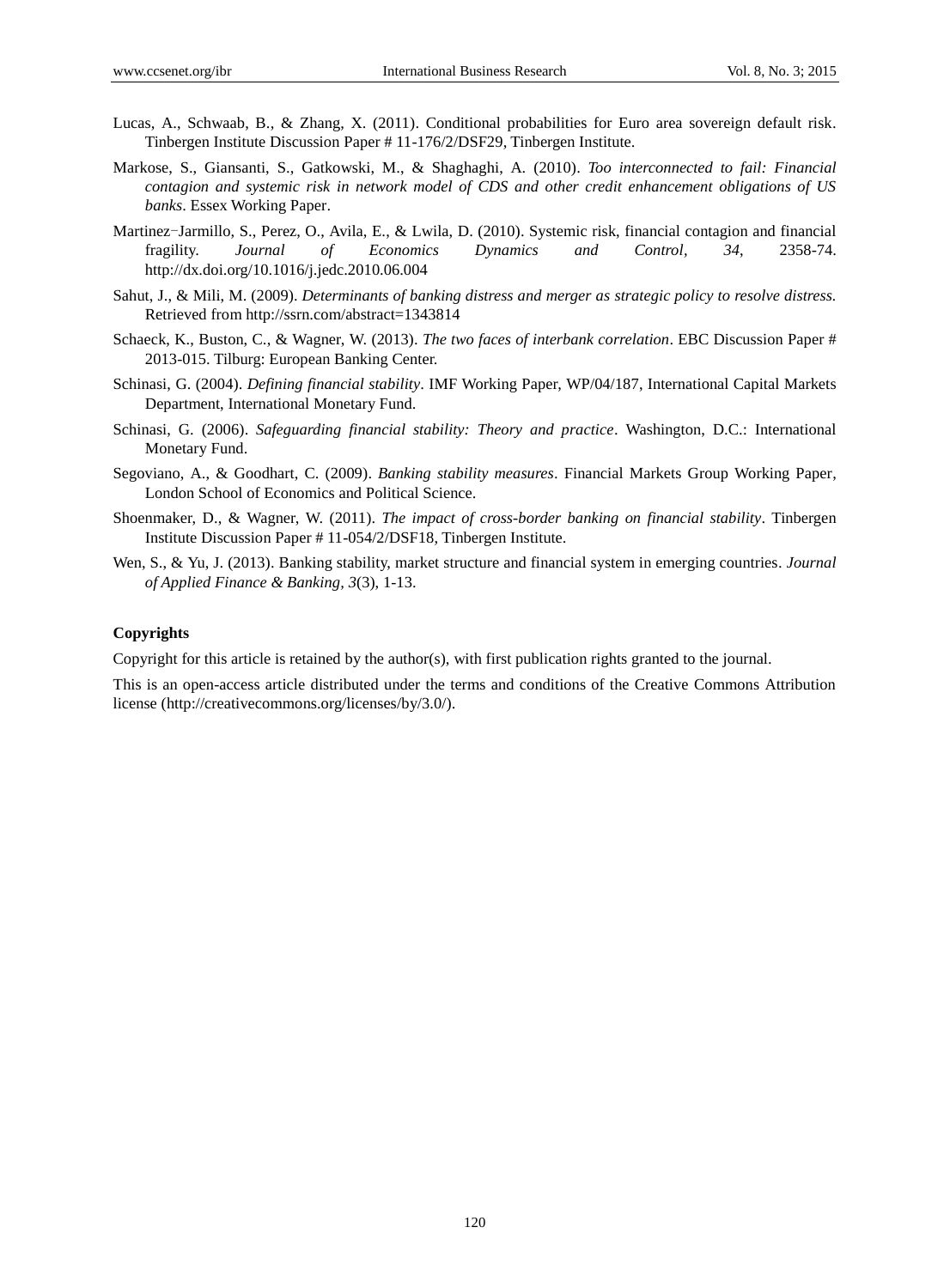Lucas, A., Schwaab, B., & Zhang, X. (2011). Conditional probabilities for Euro area sovereign default risk. Tinbergen Institute Discussion Paper # 11-176/2/DSF29, Tinbergen Institute.

Markose, S., Giansanti, S., Gatkowski, M., & Shaghaghi, A. (2010). *Too interconnected to fail: Financial contagion and systemic risk in network model of CDS and other credit enhancement obligations of US banks*. Essex Working Paper.

Martinez‐Jarmillo, S., Perez, O., Avila, E., & Lwila, D. (2010). Systemic risk, financial contagion and financial fragility. *Journal of Economics Dynamics and Control, 34*, 2358-74. http://dx.doi.org/10.1016/j.jedc.2010.06.004

Sahut, J., & Mili, M. (2009). *Determinants of banking distress and merger as strategic policy to resolve distress.* Retrieved from http://ssrn.com/abstract=1343814

Schaeck, K., Buston, C., & Wagner, W. (2013). *The two faces of interbank correlation*. EBC Discussion Paper # 2013-015. Tilburg: European Banking Center.

Schinasi, G. (2004). *Defining financial stability*. IMF Working Paper, WP/04/187, International Capital Markets Department, International Monetary Fund.

Schinasi, G. (2006). *Safeguarding financial stability: Theory and practice*. Washington, D.C.: International Monetary Fund.

Segoviano, A., & Goodhart, C. (2009). *Banking stability measures*. Financial Markets Group Working Paper, London School of Economics and Political Science.

Shoenmaker, D., & Wagner, W. (2011). *The impact of cross-border banking on financial stability*. Tinbergen Institute Discussion Paper # 11-054/2/DSF18, Tinbergen Institute.

Wen, S., & Yu, J. (2013). Banking stability, market structure and financial system in emerging countries. *Journal of Applied Finance & Banking, 3*(3), 1-13.

**Copyrights**

Copyright for this article is retained by the author(s), with first publication rights granted to the journal.

This is an open-access article distributed under the terms and conditions of the Creative Commons Attribution license (http://creativecommons.org/licenses/by/3.0/).